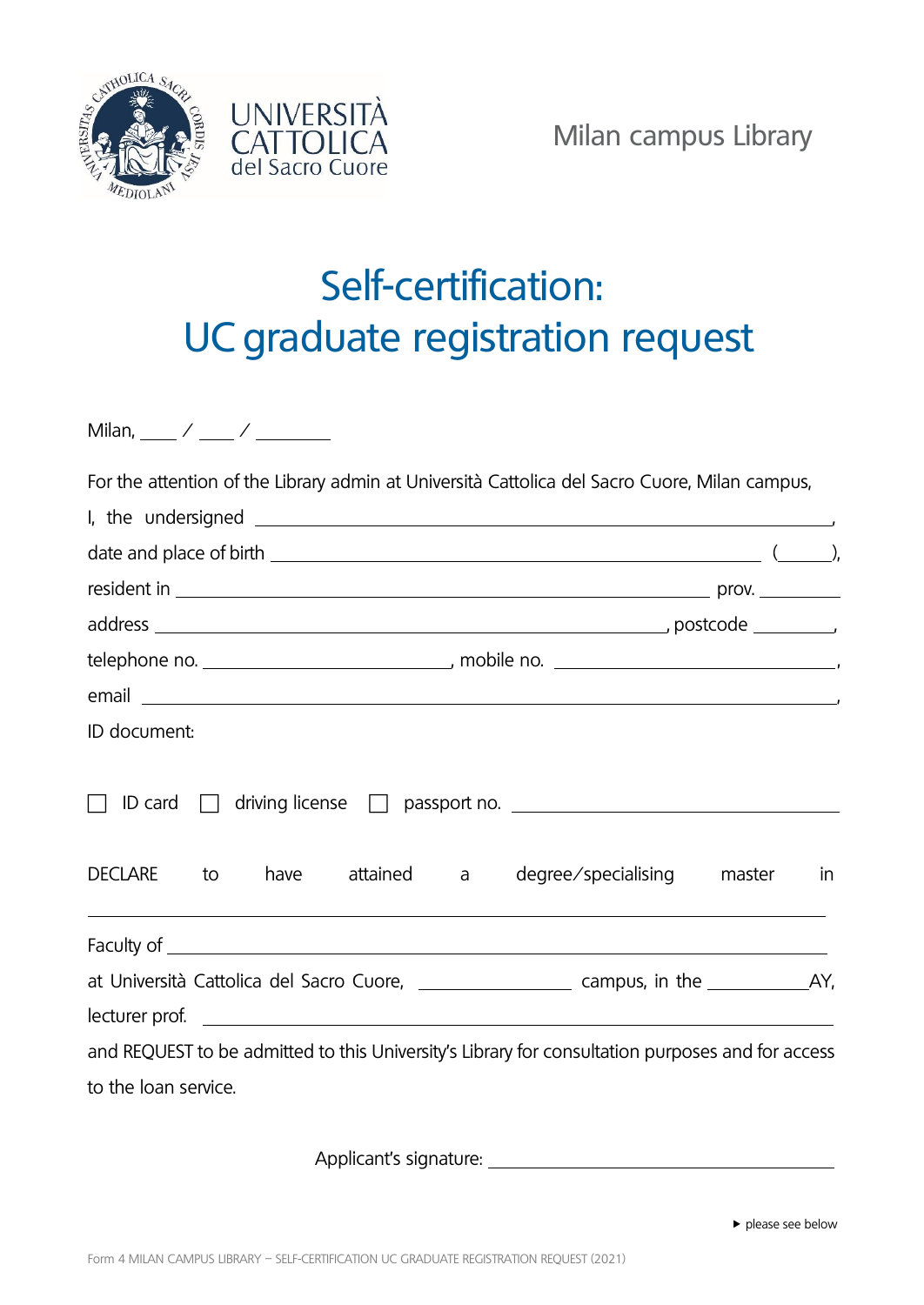UNIVERSITÀ CATTOLICA del Sacro Cuore

Milan campus Library

# Self-certification: UC graduate registration request

Milan, ____ / ____ / ________

For the attention of the Library admin at Università Cattolica del Sacro Cuore, Milan campus,

I, the undersigned ______________________________________________,

date and place of birth ______________________________________ (_____),

resident in ______________________________________ prov. ________

address ______________________________________, postcode ________,

telephone no. ________________________, mobile no. ________________________,

email ______________________________________________,

ID document:

☐ ID card ☐ driving license ☐ passport no. ______________________________

DECLARE to have attained a degree/specialising master in

______________________________________________

Faculty of ______________________________________________

at Università Cattolica del Sacro Cuore, ______________ campus, in the __________AY,

lecturer prof. ______________________________________________

and REQUEST to be admitted to this University's Library for consultation purposes and for access to the loan service.

Applicant's signature: ______________________________

▸ please see below

Form 4 MILAN CAMPUS LIBRARY – SELF-CERTIFICATION UC GRADUATE REGISTRATION REQUEST (2021)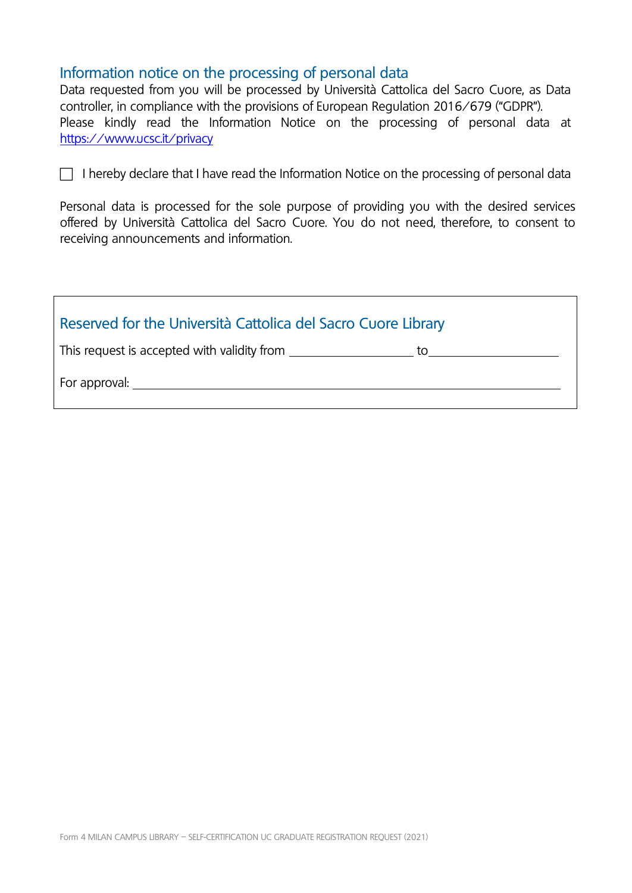## Information notice on the processing of personal data

Data requested from you will be processed by Università Cattolica del Sacro Cuore, as Data controller, in compliance with the provisions of European Regulation 2016/679 ("GDPR").
Please kindly read the Information Notice on the processing of personal data at https://www.ucsc.it/privacy

☐ I hereby declare that I have read the Information Notice on the processing of personal data

Personal data is processed for the sole purpose of providing you with the desired services offered by Università Cattolica del Sacro Cuore. You do not need, therefore, to consent to receiving announcements and information.

## Reserved for the Università Cattolica del Sacro Cuore Library

This request is accepted with validity from ____________________ to____________________

For approval: ________________________________________________________________